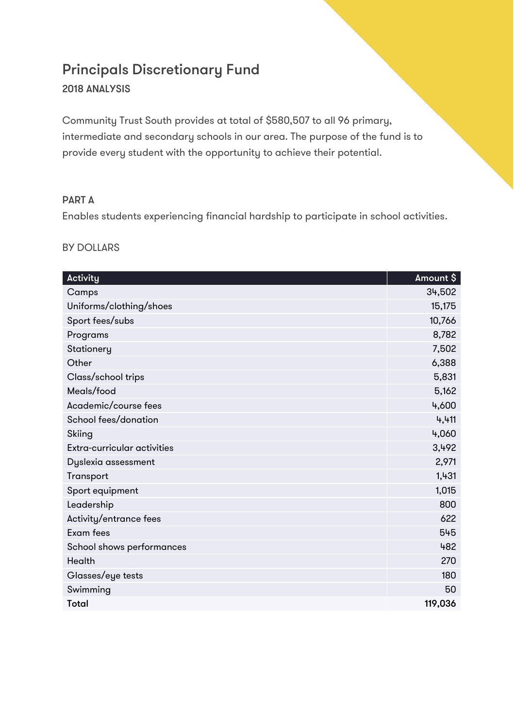# Principals Discretionary Fund

**2018 ANALYSIS**

Community Trust South provides at total of $580,507 to all 96 primary, intermediate and secondary schools in our area. The purpose of the fund is to provide every student with the opportunity to achieve their potential.

## PART A

Enables students experiencing financial hardship to participate in school activities.

BY DOLLARS

| Activity | Amount $ |
|---|---:|
| Camps | 34,502 |
| Uniforms/clothing/shoes | 15,175 |
| Sport fees/subs | 10,766 |
| Programs | 8,782 |
| Stationery | 7,502 |
| Other | 6,388 |
| Class/school trips | 5,831 |
| Meals/food | 5,162 |
| Academic/course fees | 4,600 |
| School fees/donation | 4,411 |
| Skiing | 4,060 |
| Extra-curricular activities | 3,492 |
| Dyslexia assessment | 2,971 |
| Transport | 1,431 |
| Sport equipment | 1,015 |
| Leadership | 800 |
| Activity/entrance fees | 622 |
| Exam fees | 545 |
| School shows performances | 482 |
| Health | 270 |
| Glasses/eye tests | 180 |
| Swimming | 50 |
| **Total** | **119,036** |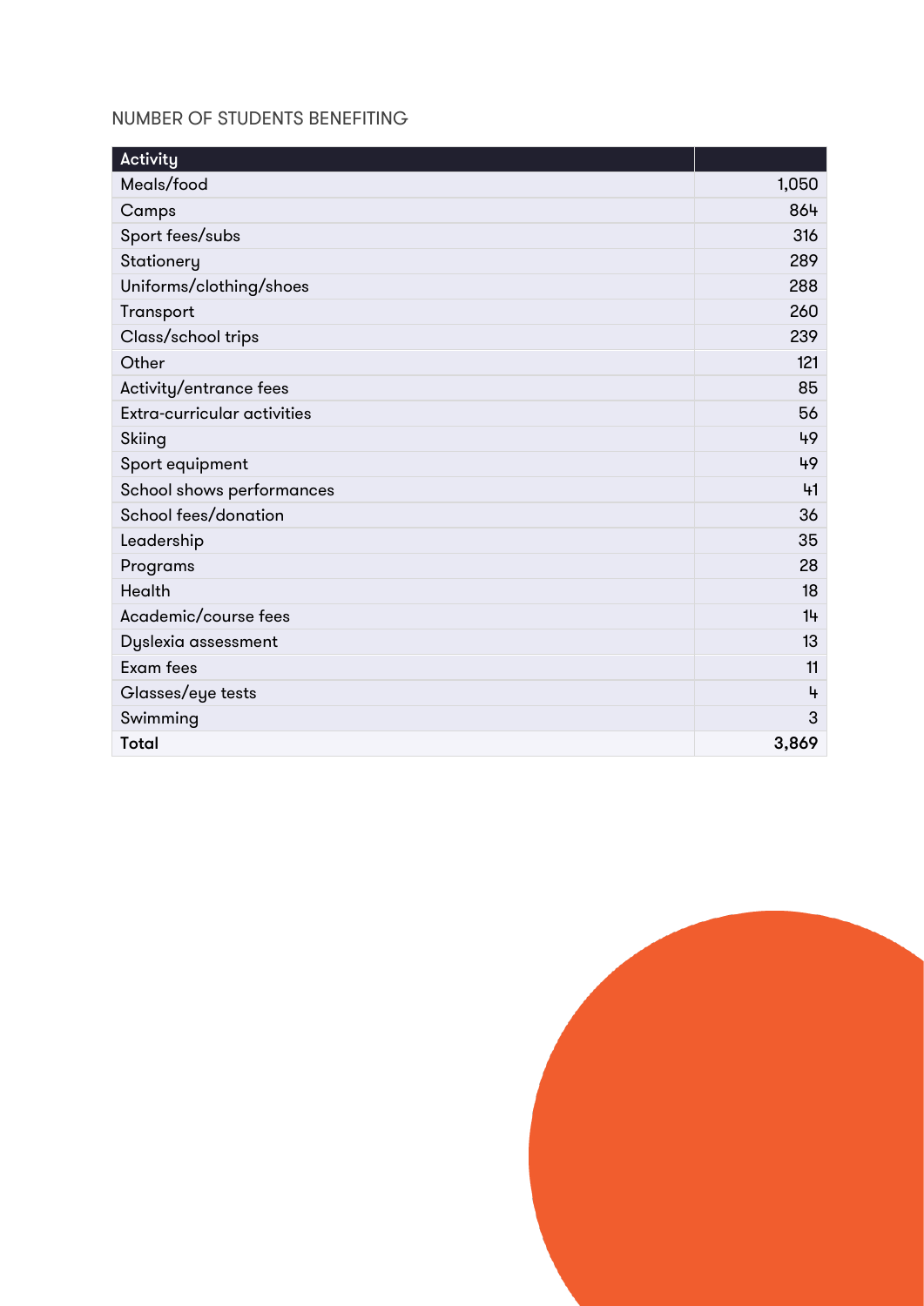NUMBER OF STUDENTS BENEFITING

| Activity | |
|---|---|
| Meals/food | 1,050 |
| Camps | 864 |
| Sport fees/subs | 316 |
| Stationery | 289 |
| Uniforms/clothing/shoes | 288 |
| Transport | 260 |
| Class/school trips | 239 |
| Other | 121 |
| Activity/entrance fees | 85 |
| Extra-curricular activities | 56 |
| Skiing | 49 |
| Sport equipment | 49 |
| School shows performances | 41 |
| School fees/donation | 36 |
| Leadership | 35 |
| Programs | 28 |
| Health | 18 |
| Academic/course fees | 14 |
| Dyslexia assessment | 13 |
| Exam fees | 11 |
| Glasses/eye tests | 4 |
| Swimming | 3 |
| **Total** | **3,869** |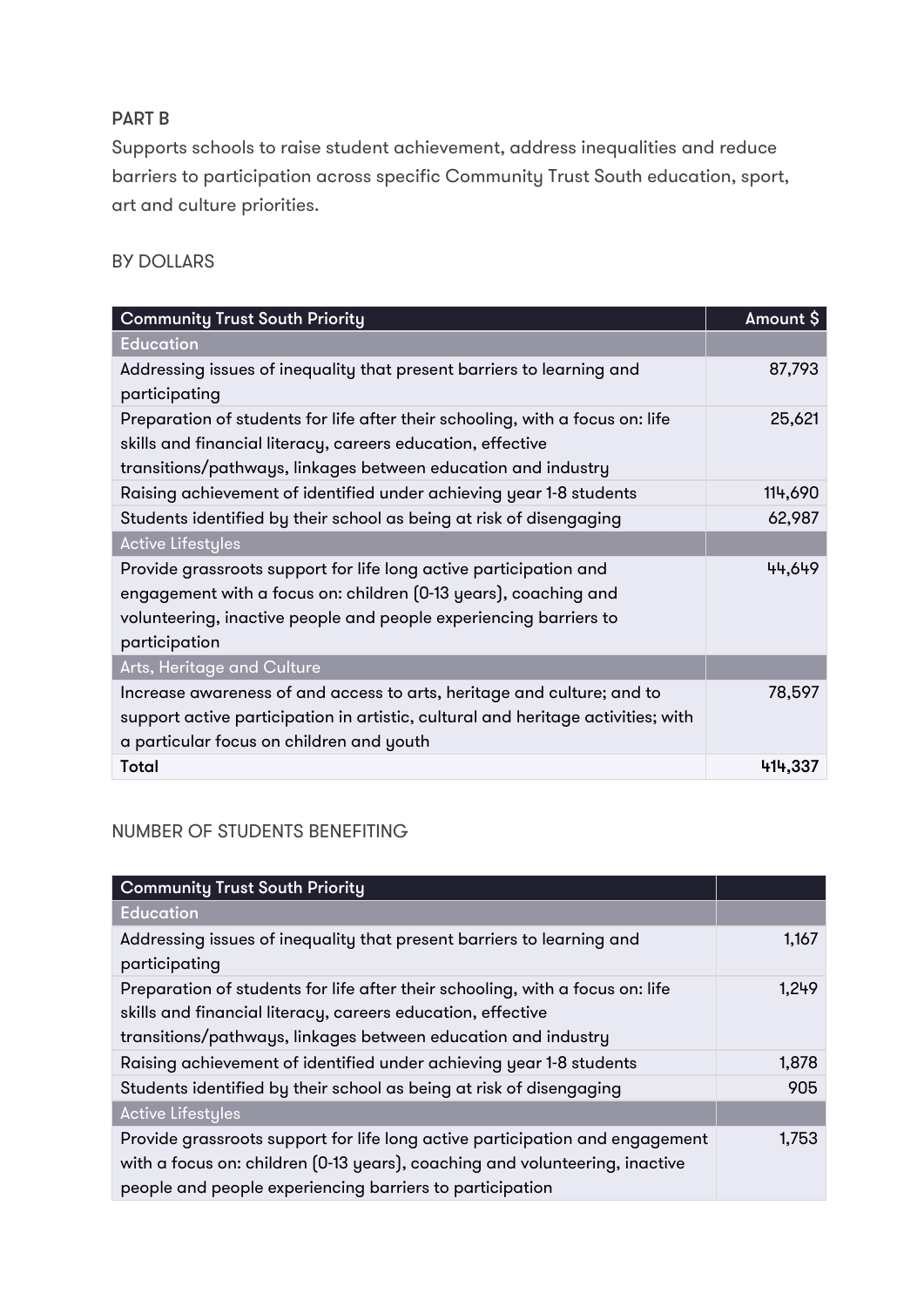**PART B**

Supports schools to raise student achievement, address inequalities and reduce barriers to participation across specific Community Trust South education, sport, art and culture priorities.

BY DOLLARS

| Community Trust South Priority | Amount $ |
|---|---|
| **Education** | |
| Addressing issues of inequality that present barriers to learning and participating | 87,793 |
| Preparation of students for life after their schooling, with a focus on: life skills and financial literacy, careers education, effective transitions/pathways, linkages between education and industry | 25,621 |
| Raising achievement of identified under achieving year 1-8 students | 114,690 |
| Students identified by their school as being at risk of disengaging | 62,987 |
| **Active Lifestyles** | |
| Provide grassroots support for life long active participation and engagement with a focus on: children (0-13 years), coaching and volunteering, inactive people and people experiencing barriers to participation | 44,649 |
| **Arts, Heritage and Culture** | |
| Increase awareness of and access to arts, heritage and culture; and to support active participation in artistic, cultural and heritage activities; with a particular focus on children and youth | 78,597 |
| **Total** | **414,337** |

NUMBER OF STUDENTS BENEFITING

| Community Trust South Priority | |
|---|---|
| **Education** | |
| Addressing issues of inequality that present barriers to learning and participating | 1,167 |
| Preparation of students for life after their schooling, with a focus on: life skills and financial literacy, careers education, effective transitions/pathways, linkages between education and industry | 1,249 |
| Raising achievement of identified under achieving year 1-8 students | 1,878 |
| Students identified by their school as being at risk of disengaging | 905 |
| **Active Lifestyles** | |
| Provide grassroots support for life long active participation and engagement with a focus on: children (0-13 years), coaching and volunteering, inactive people and people experiencing barriers to participation | 1,753 |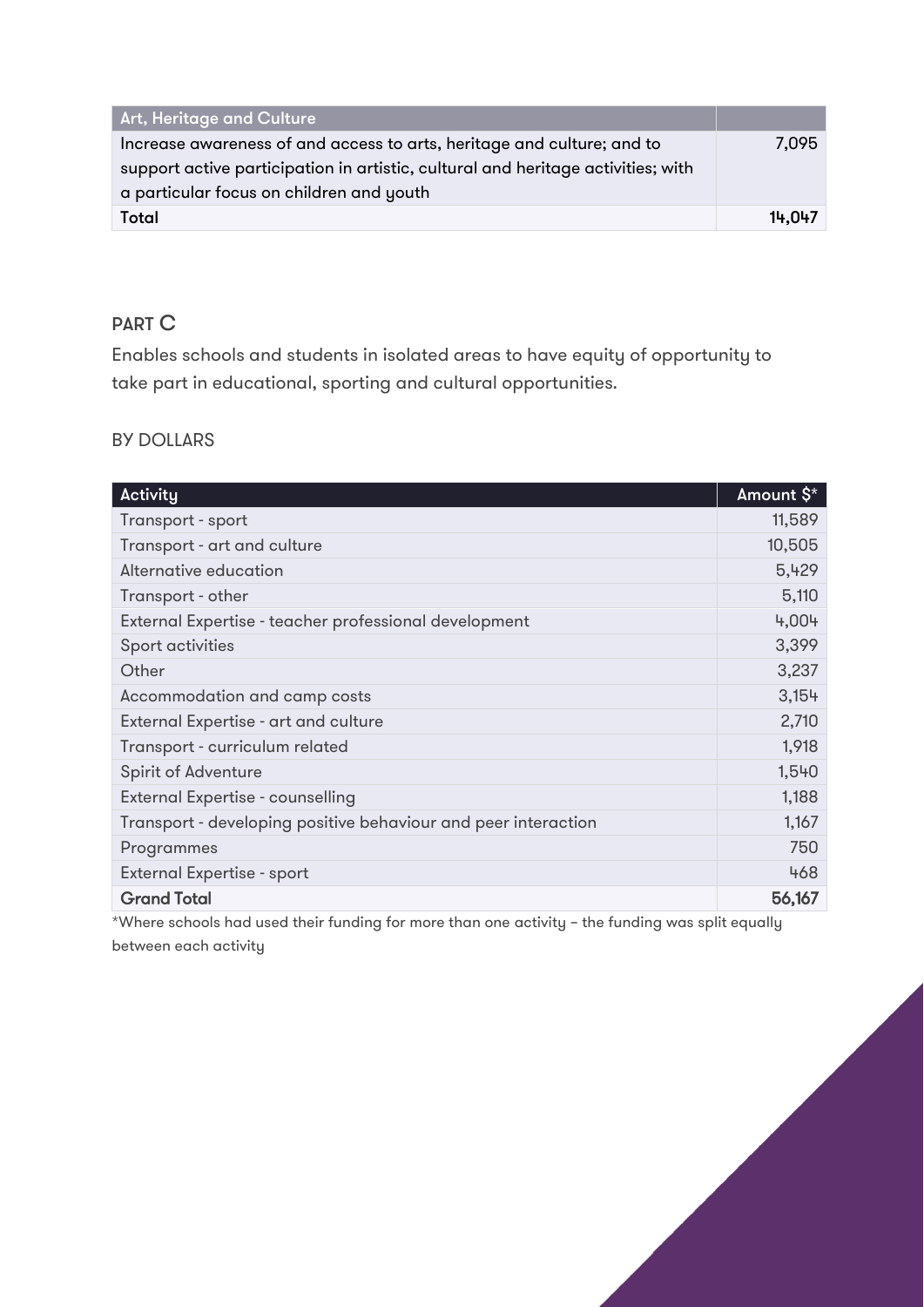| Art, Heritage and Culture | |
|---|---|
| Increase awareness of and access to arts, heritage and culture; and to support active participation in artistic, cultural and heritage activities; with a particular focus on children and youth | 7,095 |
| **Total** | **14,047** |

## PART C

Enables schools and students in isolated areas to have equity of opportunity to take part in educational, sporting and cultural opportunities.

### BY DOLLARS

| Activity | Amount $* |
|---|---|
| Transport - sport | 11,589 |
| Transport - art and culture | 10,505 |
| Alternative education | 5,429 |
| Transport - other | 5,110 |
| External Expertise - teacher professional development | 4,004 |
| Sport activities | 3,399 |
| Other | 3,237 |
| Accommodation and camp costs | 3,154 |
| External Expertise - art and culture | 2,710 |
| Transport - curriculum related | 1,918 |
| Spirit of Adventure | 1,540 |
| External Expertise - counselling | 1,188 |
| Transport - developing positive behaviour and peer interaction | 1,167 |
| Programmes | 750 |
| External Expertise - sport | 468 |
| **Grand Total** | **56,167** |

*Where schools had used their funding for more than one activity – the funding was split equally between each activity